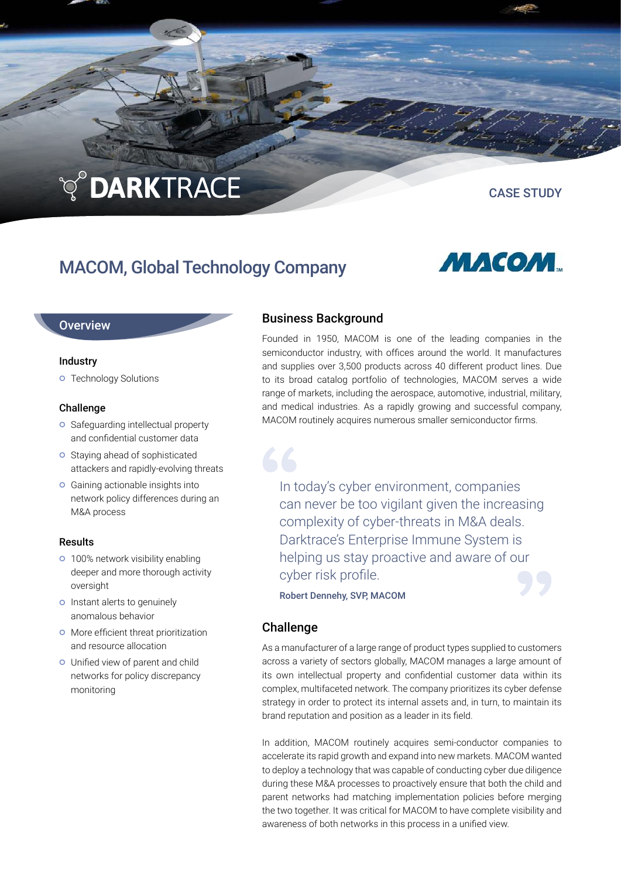DARKTRACE

CASE STUDY

# MACOM, Global Technology Company

MACOM

## Overview

### Industry

- Technology Solutions

### Challenge

- Safeguarding intellectual property and confidential customer data
- Staying ahead of sophisticated attackers and rapidly-evolving threats
- Gaining actionable insights into network policy differences during an M&A process

### Results

- 100% network visibility enabling deeper and more thorough activity oversight
- Instant alerts to genuinely anomalous behavior
- More efficient threat prioritization and resource allocation
- Unified view of parent and child networks for policy discrepancy monitoring

## Business Background

Founded in 1950, MACOM is one of the leading companies in the semiconductor industry, with offices around the world. It manufactures and supplies over 3,500 products across 40 different product lines. Due to its broad catalog portfolio of technologies, MACOM serves a wide range of markets, including the aerospace, automotive, industrial, military, and medical industries. As a rapidly growing and successful company, MACOM routinely acquires numerous smaller semiconductor firms.

> In today's cyber environment, companies can never be too vigilant given the increasing complexity of cyber-threats in M&A deals. Darktrace's Enterprise Immune System is helping us stay proactive and aware of our cyber risk profile.
>
> **Robert Dennehy, SVP, MACOM**

## Challenge

As a manufacturer of a large range of product types supplied to customers across a variety of sectors globally, MACOM manages a large amount of its own intellectual property and confidential customer data within its complex, multifaceted network. The company prioritizes its cyber defense strategy in order to protect its internal assets and, in turn, to maintain its brand reputation and position as a leader in its field.

In addition, MACOM routinely acquires semi-conductor companies to accelerate its rapid growth and expand into new markets. MACOM wanted to deploy a technology that was capable of conducting cyber due diligence during these M&A processes to proactively ensure that both the child and parent networks had matching implementation policies before merging the two together. It was critical for MACOM to have complete visibility and awareness of both networks in this process in a unified view.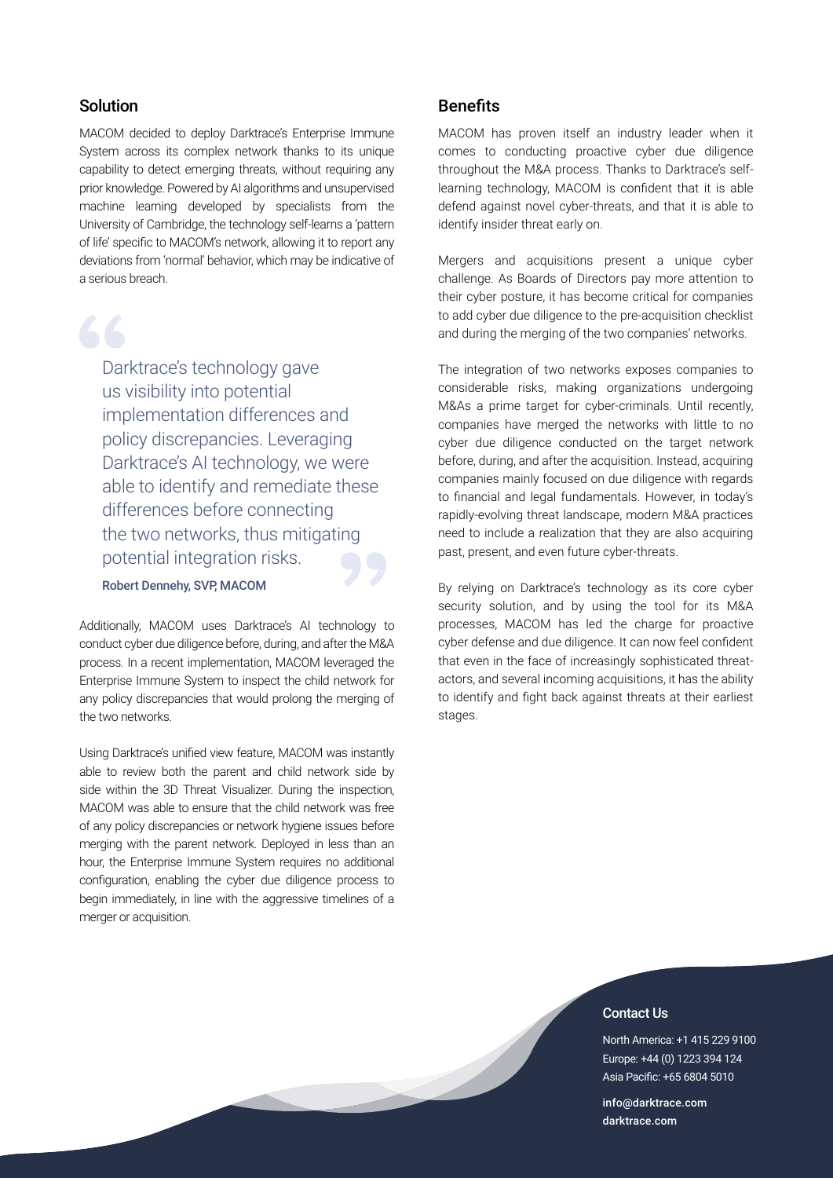## Solution

MACOM decided to deploy Darktrace's Enterprise Immune System across its complex network thanks to its unique capability to detect emerging threats, without requiring any prior knowledge. Powered by AI algorithms and unsupervised machine learning developed by specialists from the University of Cambridge, the technology self-learns a 'pattern of life' specific to MACOM's network, allowing it to report any deviations from 'normal' behavior, which may be indicative of a serious breach.

> Darktrace's technology gave us visibility into potential implementation differences and policy discrepancies. Leveraging Darktrace's AI technology, we were able to identify and remediate these differences before connecting the two networks, thus mitigating potential integration risks.
>
> **Robert Dennehy, SVP, MACOM**

Additionally, MACOM uses Darktrace's AI technology to conduct cyber due diligence before, during, and after the M&A process. In a recent implementation, MACOM leveraged the Enterprise Immune System to inspect the child network for any policy discrepancies that would prolong the merging of the two networks.

Using Darktrace's unified view feature, MACOM was instantly able to review both the parent and child network side by side within the 3D Threat Visualizer. During the inspection, MACOM was able to ensure that the child network was free of any policy discrepancies or network hygiene issues before merging with the parent network. Deployed in less than an hour, the Enterprise Immune System requires no additional configuration, enabling the cyber due diligence process to begin immediately, in line with the aggressive timelines of a merger or acquisition.

## Benefits

MACOM has proven itself an industry leader when it comes to conducting proactive cyber due diligence throughout the M&A process. Thanks to Darktrace's self-learning technology, MACOM is confident that it is able defend against novel cyber-threats, and that it is able to identify insider threat early on.

Mergers and acquisitions present a unique cyber challenge. As Boards of Directors pay more attention to their cyber posture, it has become critical for companies to add cyber due diligence to the pre-acquisition checklist and during the merging of the two companies' networks.

The integration of two networks exposes companies to considerable risks, making organizations undergoing M&As a prime target for cyber-criminals. Until recently, companies have merged the networks with little to no cyber due diligence conducted on the target network before, during, and after the acquisition. Instead, acquiring companies mainly focused on due diligence with regards to financial and legal fundamentals. However, in today's rapidly-evolving threat landscape, modern M&A practices need to include a realization that they are also acquiring past, present, and even future cyber-threats.

By relying on Darktrace's technology as its core cyber security solution, and by using the tool for its M&A processes, MACOM has led the charge for proactive cyber defense and due diligence. It can now feel confident that even in the face of increasingly sophisticated threat-actors, and several incoming acquisitions, it has the ability to identify and fight back against threats at their earliest stages.

### Contact Us

North America: +1 415 229 9100
Europe: +44 (0) 1223 394 124
Asia Pacific: +65 6804 5010

info@darktrace.com
darktrace.com